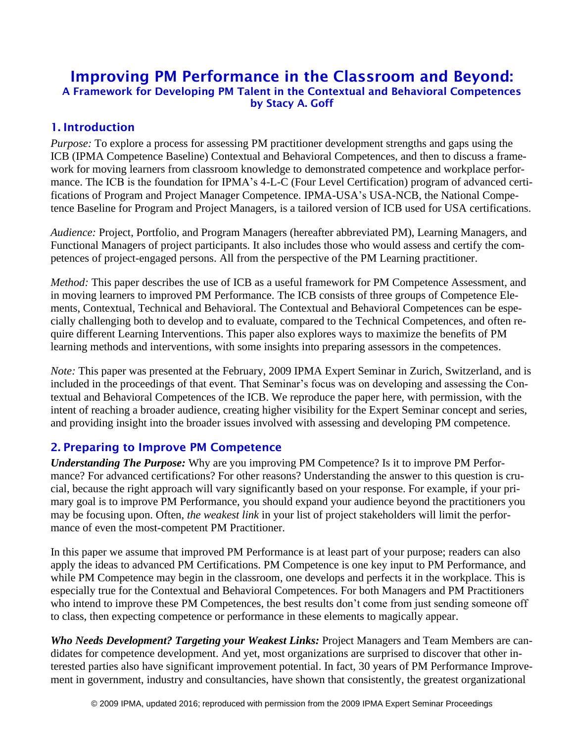# Improving PM Performance in the Classroom and Beyond:

### A Framework for Developing PM Talent in the Contextual and Behavioral Competences
### by Stacy A. Goff

## 1. Introduction

*Purpose:* To explore a process for assessing PM practitioner development strengths and gaps using the ICB (IPMA Competence Baseline) Contextual and Behavioral Competences, and then to discuss a framework for moving learners from classroom knowledge to demonstrated competence and workplace performance. The ICB is the foundation for IPMA's 4-L-C (Four Level Certification) program of advanced certifications of Program and Project Manager Competence. IPMA-USA's USA-NCB, the National Competence Baseline for Program and Project Managers, is a tailored version of ICB used for USA certifications.

*Audience:* Project, Portfolio, and Program Managers (hereafter abbreviated PM), Learning Managers, and Functional Managers of project participants. It also includes those who would assess and certify the competences of project-engaged persons. All from the perspective of the PM Learning practitioner.

*Method:* This paper describes the use of ICB as a useful framework for PM Competence Assessment, and in moving learners to improved PM Performance. The ICB consists of three groups of Competence Elements, Contextual, Technical and Behavioral. The Contextual and Behavioral Competences can be especially challenging both to develop and to evaluate, compared to the Technical Competences, and often require different Learning Interventions. This paper also explores ways to maximize the benefits of PM learning methods and interventions, with some insights into preparing assessors in the competences.

*Note:* This paper was presented at the February, 2009 IPMA Expert Seminar in Zurich, Switzerland, and is included in the proceedings of that event. That Seminar's focus was on developing and assessing the Contextual and Behavioral Competences of the ICB. We reproduce the paper here, with permission, with the intent of reaching a broader audience, creating higher visibility for the Expert Seminar concept and series, and providing insight into the broader issues involved with assessing and developing PM competence.

## 2. Preparing to Improve PM Competence

***Understanding The Purpose:*** Why are you improving PM Competence? Is it to improve PM Performance? For advanced certifications? For other reasons? Understanding the answer to this question is crucial, because the right approach will vary significantly based on your response. For example, if your primary goal is to improve PM Performance, you should expand your audience beyond the practitioners you may be focusing upon. Often, *the weakest link* in your list of project stakeholders will limit the performance of even the most-competent PM Practitioner.

In this paper we assume that improved PM Performance is at least part of your purpose; readers can also apply the ideas to advanced PM Certifications. PM Competence is one key input to PM Performance, and while PM Competence may begin in the classroom, one develops and perfects it in the workplace. This is especially true for the Contextual and Behavioral Competences. For both Managers and PM Practitioners who intend to improve these PM Competences, the best results don't come from just sending someone off to class, then expecting competence or performance in these elements to magically appear.

***Who Needs Development? Targeting your Weakest Links:*** Project Managers and Team Members are candidates for competence development. And yet, most organizations are surprised to discover that other interested parties also have significant improvement potential. In fact, 30 years of PM Performance Improvement in government, industry and consultancies, have shown that consistently, the greatest organizational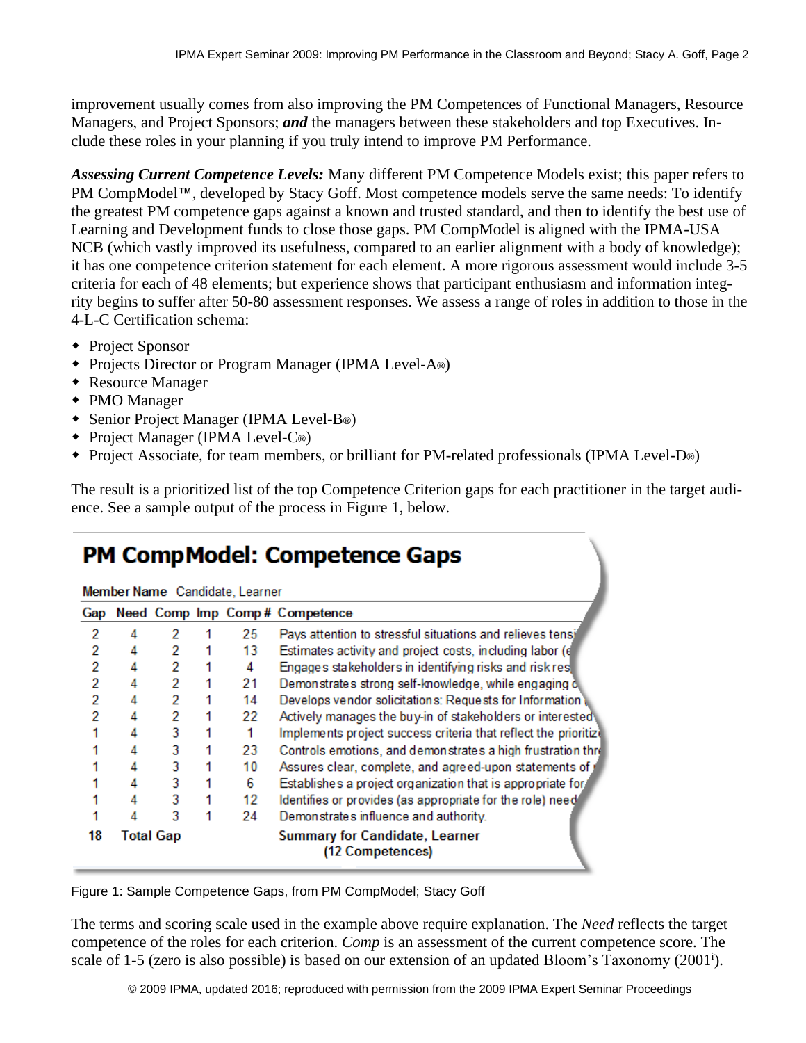improvement usually comes from also improving the PM Competences of Functional Managers, Resource Managers, and Project Sponsors; ***and*** the managers between these stakeholders and top Executives. Include these roles in your planning if you truly intend to improve PM Performance.

***Assessing Current Competence Levels:*** Many different PM Competence Models exist; this paper refers to PM CompModel™, developed by Stacy Goff. Most competence models serve the same needs: To identify the greatest PM competence gaps against a known and trusted standard, and then to identify the best use of Learning and Development funds to close those gaps. PM CompModel is aligned with the IPMA-USA NCB (which vastly improved its usefulness, compared to an earlier alignment with a body of knowledge); it has one competence criterion statement for each element. A more rigorous assessment would include 3-5 criteria for each of 48 elements; but experience shows that participant enthusiasm and information integrity begins to suffer after 50-80 assessment responses. We assess a range of roles in addition to those in the 4-L-C Certification schema:

- Project Sponsor
- Projects Director or Program Manager (IPMA Level-A®)
- Resource Manager
- PMO Manager
- Senior Project Manager (IPMA Level-B®)
- Project Manager (IPMA Level-C®)
- Project Associate, for team members, or brilliant for PM-related professionals (IPMA Level-D®)

The result is a prioritized list of the top Competence Criterion gaps for each practitioner in the target audience. See a sample output of the process in Figure 1, below.

**PM CompModel: Competence Gaps**

**Member Name** Candidate, Learner

| Gap | Need | Comp | Imp | Comp # | Competence |
|---|---|---|---|---|---|
| 2 | 4 | 2 | 1 | 25 | Pays attention to stressful situations and relieves tensi |
| 2 | 4 | 2 | 1 | 13 | Estimates activity and project costs, including labor (e |
| 2 | 4 | 2 | 1 | 4 | Engages stakeholders in identifying risks and risk res |
| 2 | 4 | 2 | 1 | 21 | Demonstrates strong self-knowledge, while engaging o |
| 2 | 4 | 2 | 1 | 14 | Develops vendor solicitations: Requests for Information |
| 2 | 4 | 2 | 1 | 22 | Actively manages the buy-in of stakeholders or interested |
| 1 | 4 | 3 | 1 | 1 | Implements project success criteria that reflect the prioritiz |
| 1 | 4 | 3 | 1 | 23 | Controls emotions, and demonstrates a high frustration thr |
| 1 | 4 | 3 | 1 | 10 | Assures clear, complete, and agreed-upon statements of |
| 1 | 4 | 3 | 1 | 6 | Establishes a project organization that is appropriate for |
| 1 | 4 | 3 | 1 | 12 | Identifies or provides (as appropriate for the role) need |
| 1 | 4 | 3 | 1 | 24 | Demonstrates influence and authority. |
| **18** | **Total Gap** | | | | **Summary for Candidate, Learner (12 Competences)** |

Figure 1: Sample Competence Gaps, from PM CompModel; Stacy Goff

The terms and scoring scale used in the example above require explanation. The *Need* reflects the target competence of the roles for each criterion. *Comp* is an assessment of the current competence score. The scale of 1-5 (zero is also possible) is based on our extension of an updated Bloom's Taxonomy (2001[i]).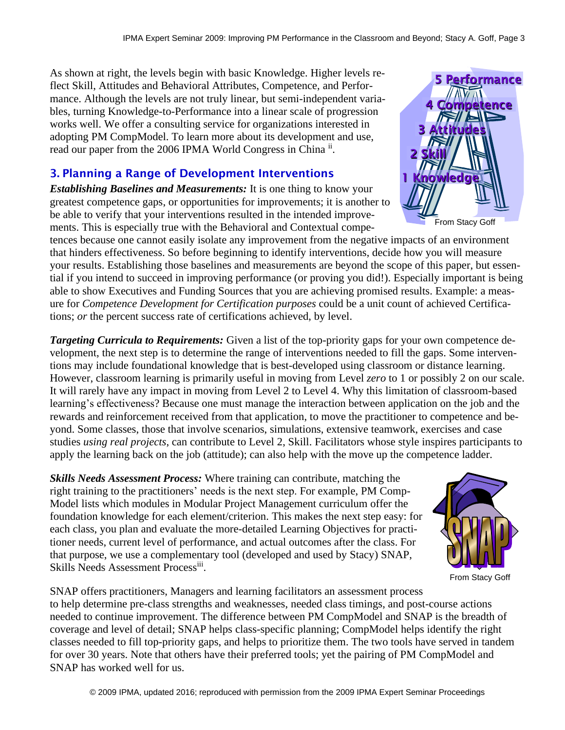As shown at right, the levels begin with basic Knowledge. Higher levels reflect Skill, Attitudes and Behavioral Attributes, Competence, and Performance. Although the levels are not truly linear, but semi-independent variables, turning Knowledge-to-Performance into a linear scale of progression works well. We offer a consulting service for organizations interested in adopting PM CompModel. To learn more about its development and use, read our paper from the 2006 IPMA World Congress in China [ii].

5 Performance
4 Competence
3 Attitudes
2 Skill
1 Knowledge

From Stacy Goff

## 3. Planning a Range of Development Interventions

***Establishing Baselines and Measurements:*** It is one thing to know your greatest competence gaps, or opportunities for improvements; it is another to be able to verify that your interventions resulted in the intended improvements. This is especially true with the Behavioral and Contextual competences because one cannot easily isolate any improvement from the negative impacts of an environment that hinders effectiveness. So before beginning to identify interventions, decide how you will measure your results. Establishing those baselines and measurements are beyond the scope of this paper, but essential if you intend to succeed in improving performance (or proving you did!). Especially important is being able to show Executives and Funding Sources that you are achieving promised results. Example: a measure for *Competence Development for Certification purposes* could be a unit count of achieved Certifications; *or* the percent success rate of certifications achieved, by level.

***Targeting Curricula to Requirements:*** Given a list of the top-priority gaps for your own competence development, the next step is to determine the range of interventions needed to fill the gaps. Some interventions may include foundational knowledge that is best-developed using classroom or distance learning. However, classroom learning is primarily useful in moving from Level *zero* to 1 or possibly 2 on our scale. It will rarely have any impact in moving from Level 2 to Level 4. Why this limitation of classroom-based learning's effectiveness? Because one must manage the interaction between application on the job and the rewards and reinforcement received from that application, to move the practitioner to competence and beyond. Some classes, those that involve scenarios, simulations, extensive teamwork, exercises and case studies *using real projects*, can contribute to Level 2, Skill. Facilitators whose style inspires participants to apply the learning back on the job (attitude); can also help with the move up the competence ladder.

***Skills Needs Assessment Process:*** Where training can contribute, matching the right training to the practitioners' needs is the next step. For example, PM CompModel lists which modules in Modular Project Management curriculum offer the foundation knowledge for each element/criterion. This makes the next step easy: for each class, you plan and evaluate the more-detailed Learning Objectives for practitioner needs, current level of performance, and actual outcomes after the class. For that purpose, we use a complementary tool (developed and used by Stacy) SNAP, Skills Needs Assessment Process[iii].

SNAP

From Stacy Goff

SNAP offers practitioners, Managers and learning facilitators an assessment process to help determine pre-class strengths and weaknesses, needed class timings, and post-course actions needed to continue improvement. The difference between PM CompModel and SNAP is the breadth of coverage and level of detail; SNAP helps class-specific planning; CompModel helps identify the right classes needed to fill top-priority gaps, and helps to prioritize them. The two tools have served in tandem for over 30 years. Note that others have their preferred tools; yet the pairing of PM CompModel and SNAP has worked well for us.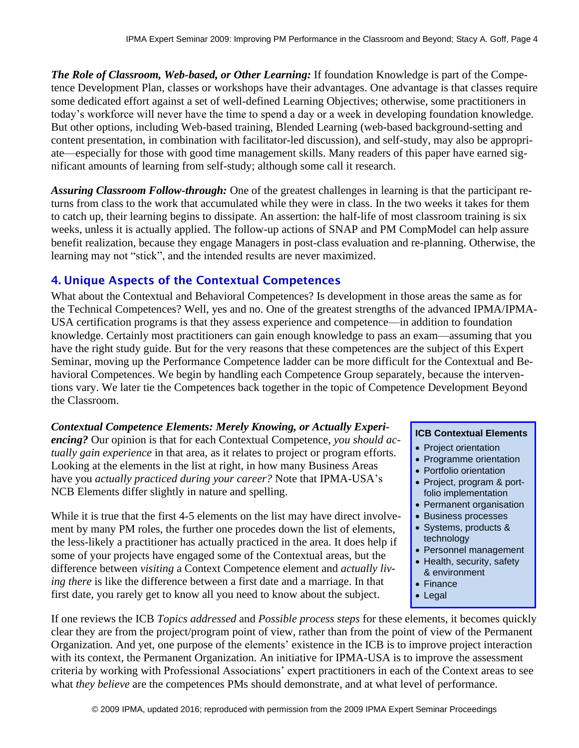***The Role of Classroom, Web-based, or Other Learning:*** If foundation Knowledge is part of the Competence Development Plan, classes or workshops have their advantages. One advantage is that classes require some dedicated effort against a set of well-defined Learning Objectives; otherwise, some practitioners in today's workforce will never have the time to spend a day or a week in developing foundation knowledge. But other options, including Web-based training, Blended Learning (web-based background-setting and content presentation, in combination with facilitator-led discussion), and self-study, may also be appropriate—especially for those with good time management skills. Many readers of this paper have earned significant amounts of learning from self-study; although some call it research.

***Assuring Classroom Follow-through:*** One of the greatest challenges in learning is that the participant returns from class to the work that accumulated while they were in class. In the two weeks it takes for them to catch up, their learning begins to dissipate. An assertion: the half-life of most classroom training is six weeks, unless it is actually applied. The follow-up actions of SNAP and PM CompModel can help assure benefit realization, because they engage Managers in post-class evaluation and re-planning. Otherwise, the learning may not "stick", and the intended results are never maximized.

## 4. Unique Aspects of the Contextual Competences

What about the Contextual and Behavioral Competences? Is development in those areas the same as for the Technical Competences? Well, yes and no. One of the greatest strengths of the advanced IPMA/IPMA-USA certification programs is that they assess experience and competence—in addition to foundation knowledge. Certainly most practitioners can gain enough knowledge to pass an exam—assuming that you have the right study guide. But for the very reasons that these competences are the subject of this Expert Seminar, moving up the Performance Competence ladder can be more difficult for the Contextual and Behavioral Competences. We begin by handling each Competence Group separately, because the interventions vary. We later tie the Competences back together in the topic of Competence Development Beyond the Classroom.

***Contextual Competence Elements: Merely Knowing, or Actually Experiencing?*** Our opinion is that for each Contextual Competence, *you should actually gain experience* in that area, as it relates to project or program efforts. Looking at the elements in the list at right, in how many Business Areas have you *actually practiced during your career?* Note that IPMA-USA's NCB Elements differ slightly in nature and spelling.

**ICB Contextual Elements**

- Project orientation
- Programme orientation
- Portfolio orientation
- Project, program & portfolio implementation
- Permanent organisation
- Business processes
- Systems, products & technology
- Personnel management
- Health, security, safety & environment
- Finance
- Legal

While it is true that the first 4-5 elements on the list may have direct involvement by many PM roles, the further one procedes down the list of elements, the less-likely a practitioner has actually practiced in the area. It does help if some of your projects have engaged some of the Contextual areas, but the difference between *visiting* a Context Competence element and *actually living there* is like the difference between a first date and a marriage. In that first date, you rarely get to know all you need to know about the subject.

If one reviews the ICB *Topics addressed* and *Possible process steps* for these elements, it becomes quickly clear they are from the project/program point of view, rather than from the point of view of the Permanent Organization. And yet, one purpose of the elements' existence in the ICB is to improve project interaction with its context, the Permanent Organization. An initiative for IPMA-USA is to improve the assessment criteria by working with Professional Associations' expert practitioners in each of the Context areas to see what *they believe* are the competences PMs should demonstrate, and at what level of performance.

© 2009 IPMA, updated 2016; reproduced with permission from the 2009 IPMA Expert Seminar Proceedings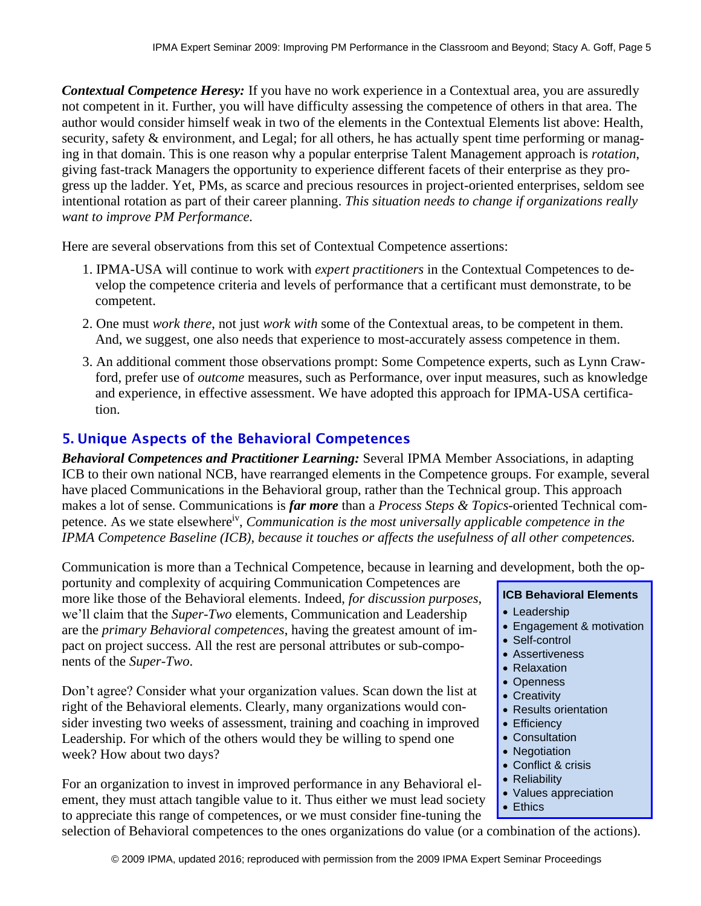***Contextual Competence Heresy:*** If you have no work experience in a Contextual area, you are assuredly not competent in it. Further, you will have difficulty assessing the competence of others in that area. The author would consider himself weak in two of the elements in the Contextual Elements list above: Health, security, safety & environment, and Legal; for all others, he has actually spent time performing or managing in that domain. This is one reason why a popular enterprise Talent Management approach is *rotation*, giving fast-track Managers the opportunity to experience different facets of their enterprise as they progress up the ladder. Yet, PMs, as scarce and precious resources in project-oriented enterprises, seldom see intentional rotation as part of their career planning. *This situation needs to change if organizations really want to improve PM Performance.*

Here are several observations from this set of Contextual Competence assertions:

1. IPMA-USA will continue to work with *expert practitioners* in the Contextual Competences to develop the competence criteria and levels of performance that a certificant must demonstrate, to be competent.
2. One must *work there*, not just *work with* some of the Contextual areas, to be competent in them. And, we suggest, one also needs that experience to most-accurately assess competence in them.
3. An additional comment those observations prompt: Some Competence experts, such as Lynn Crawford, prefer use of *outcome* measures, such as Performance, over input measures, such as knowledge and experience, in effective assessment. We have adopted this approach for IPMA-USA certification.

## 5. Unique Aspects of the Behavioral Competences

***Behavioral Competences and Practitioner Learning:*** Several IPMA Member Associations, in adapting ICB to their own national NCB, have rearranged elements in the Competence groups. For example, several have placed Communications in the Behavioral group, rather than the Technical group. This approach makes a lot of sense. Communications is ***far more*** than a *Process Steps & Topics*-oriented Technical competence. As we state elsewhere[iv], *Communication is the most universally applicable competence in the IPMA Competence Baseline (ICB), because it touches or affects the usefulness of all other competences.*

Communication is more than a Technical Competence, because in learning and development, both the opportunity and complexity of acquiring Communication Competences are more like those of the Behavioral elements. Indeed, *for discussion purposes*, we'll claim that the *Super-Two* elements, Communication and Leadership are the *primary Behavioral competences*, having the greatest amount of impact on project success. All the rest are personal attributes or sub-components of the *Super-Two*.

**ICB Behavioral Elements**

- Leadership
- Engagement & motivation
- Self-control
- Assertiveness
- Relaxation
- Openness
- Creativity
- Results orientation
- Efficiency
- Consultation
- Negotiation
- Conflict & crisis
- Reliability
- Values appreciation
- Ethics

Don't agree? Consider what your organization values. Scan down the list at right of the Behavioral elements. Clearly, many organizations would consider investing two weeks of assessment, training and coaching in improved Leadership. For which of the others would they be willing to spend one week? How about two days?

For an organization to invest in improved performance in any Behavioral element, they must attach tangible value to it. Thus either we must lead society to appreciate this range of competences, or we must consider fine-tuning the selection of Behavioral competences to the ones organizations do value (or a combination of the actions).

© 2009 IPMA, updated 2016; reproduced with permission from the 2009 IPMA Expert Seminar Proceedings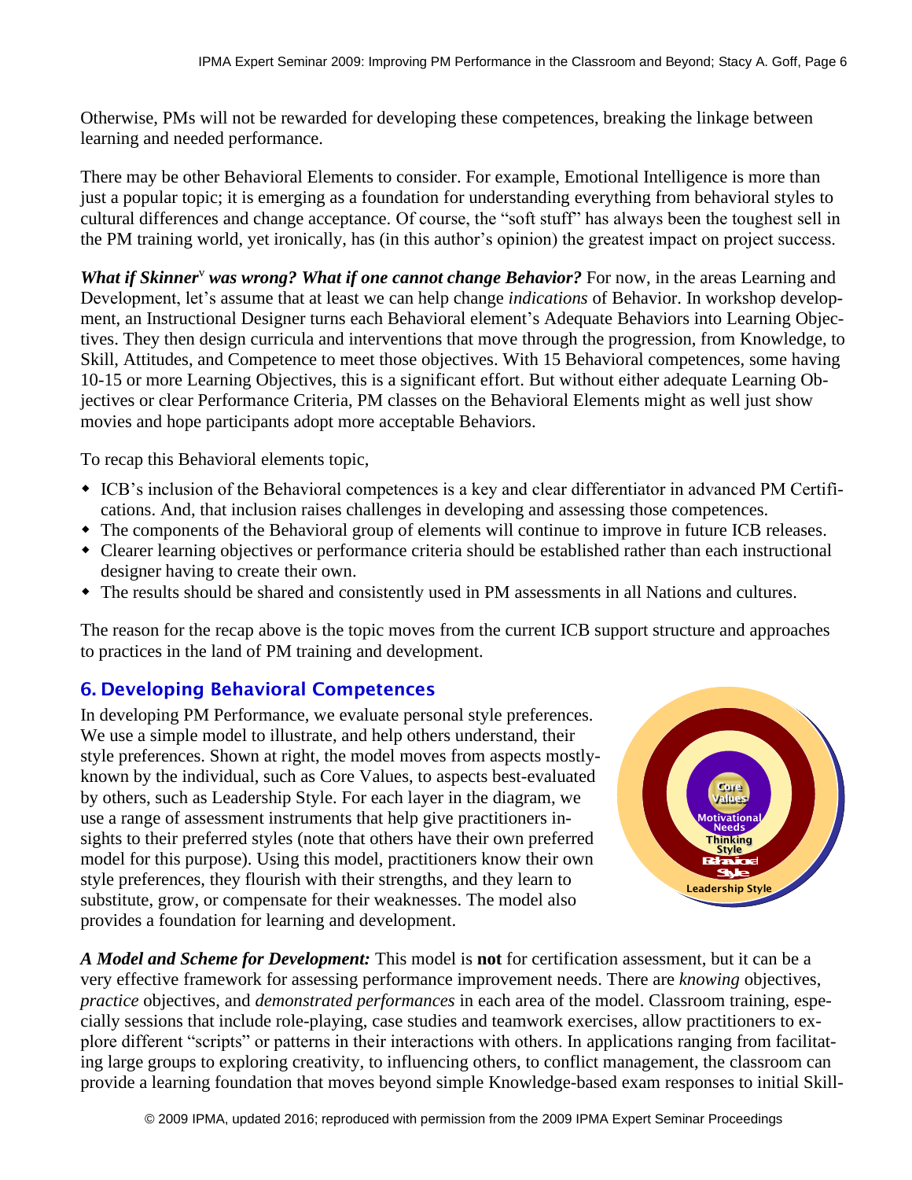Otherwise, PMs will not be rewarded for developing these competences, breaking the linkage between learning and needed performance.

There may be other Behavioral Elements to consider. For example, Emotional Intelligence is more than just a popular topic; it is emerging as a foundation for understanding everything from behavioral styles to cultural differences and change acceptance. Of course, the "soft stuff" has always been the toughest sell in the PM training world, yet ironically, has (in this author's opinion) the greatest impact on project success.

***What if Skinner*[v] *was wrong? What if one cannot change Behavior?*** For now, in the areas Learning and Development, let's assume that at least we can help change *indications* of Behavior. In workshop development, an Instructional Designer turns each Behavioral element's Adequate Behaviors into Learning Objectives. They then design curricula and interventions that move through the progression, from Knowledge, to Skill, Attitudes, and Competence to meet those objectives. With 15 Behavioral competences, some having 10-15 or more Learning Objectives, this is a significant effort. But without either adequate Learning Objectives or clear Performance Criteria, PM classes on the Behavioral Elements might as well just show movies and hope participants adopt more acceptable Behaviors.

To recap this Behavioral elements topic,

- ICB's inclusion of the Behavioral competences is a key and clear differentiator in advanced PM Certifications. And, that inclusion raises challenges in developing and assessing those competences.
- The components of the Behavioral group of elements will continue to improve in future ICB releases.
- Clearer learning objectives or performance criteria should be established rather than each instructional designer having to create their own.
- The results should be shared and consistently used in PM assessments in all Nations and cultures.

The reason for the recap above is the topic moves from the current ICB support structure and approaches to practices in the land of PM training and development.

## 6. Developing Behavioral Competences

In developing PM Performance, we evaluate personal style preferences. We use a simple model to illustrate, and help others understand, their style preferences. Shown at right, the model moves from aspects mostly-known by the individual, such as Core Values, to aspects best-evaluated by others, such as Leadership Style. For each layer in the diagram, we use a range of assessment instruments that help give practitioners insights to their preferred styles (note that others have their own preferred model for this purpose). Using this model, practitioners know their own style preferences, they flourish with their strengths, and they learn to substitute, grow, or compensate for their weaknesses. The model also provides a foundation for learning and development.

Core Values
Motivational Needs
Thinking Style
Behavioral Style
Leadership Style

***A Model and Scheme for Development:*** This model is **not** for certification assessment, but it can be a very effective framework for assessing performance improvement needs. There are *knowing* objectives, *practice* objectives, and *demonstrated performances* in each area of the model. Classroom training, especially sessions that include role-playing, case studies and teamwork exercises, allow practitioners to explore different "scripts" or patterns in their interactions with others. In applications ranging from facilitating large groups to exploring creativity, to influencing others, to conflict management, the classroom can provide a learning foundation that moves beyond simple Knowledge-based exam responses to initial Skill-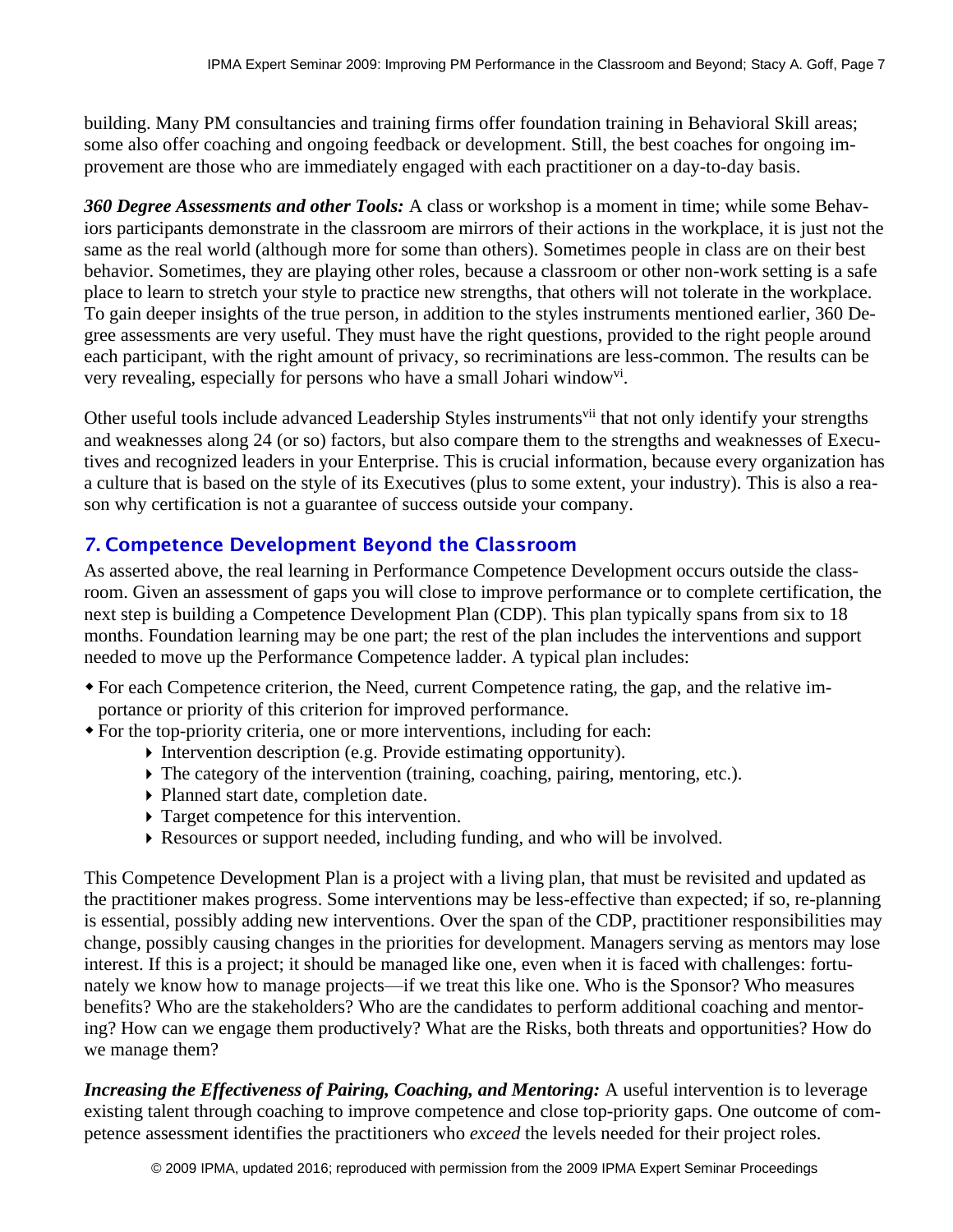building. Many PM consultancies and training firms offer foundation training in Behavioral Skill areas; some also offer coaching and ongoing feedback or development. Still, the best coaches for ongoing improvement are those who are immediately engaged with each practitioner on a day-to-day basis.

***360 Degree Assessments and other Tools:*** A class or workshop is a moment in time; while some Behaviors participants demonstrate in the classroom are mirrors of their actions in the workplace, it is just not the same as the real world (although more for some than others). Sometimes people in class are on their best behavior. Sometimes, they are playing other roles, because a classroom or other non-work setting is a safe place to learn to stretch your style to practice new strengths, that others will not tolerate in the workplace. To gain deeper insights of the true person, in addition to the styles instruments mentioned earlier, 360 Degree assessments are very useful. They must have the right questions, provided to the right people around each participant, with the right amount of privacy, so recriminations are less-common. The results can be very revealing, especially for persons who have a small Johari window[vi].

Other useful tools include advanced Leadership Styles instruments[vii] that not only identify your strengths and weaknesses along 24 (or so) factors, but also compare them to the strengths and weaknesses of Executives and recognized leaders in your Enterprise. This is crucial information, because every organization has a culture that is based on the style of its Executives (plus to some extent, your industry). This is also a reason why certification is not a guarantee of success outside your company.

## 7. Competence Development Beyond the Classroom

As asserted above, the real learning in Performance Competence Development occurs outside the classroom. Given an assessment of gaps you will close to improve performance or to complete certification, the next step is building a Competence Development Plan (CDP). This plan typically spans from six to 18 months. Foundation learning may be one part; the rest of the plan includes the interventions and support needed to move up the Performance Competence ladder. A typical plan includes:

- For each Competence criterion, the Need, current Competence rating, the gap, and the relative importance or priority of this criterion for improved performance.
- For the top-priority criteria, one or more interventions, including for each:
  - Intervention description (e.g. Provide estimating opportunity).
  - The category of the intervention (training, coaching, pairing, mentoring, etc.).
  - Planned start date, completion date.
  - Target competence for this intervention.
  - Resources or support needed, including funding, and who will be involved.

This Competence Development Plan is a project with a living plan, that must be revisited and updated as the practitioner makes progress. Some interventions may be less-effective than expected; if so, re-planning is essential, possibly adding new interventions. Over the span of the CDP, practitioner responsibilities may change, possibly causing changes in the priorities for development. Managers serving as mentors may lose interest. If this is a project; it should be managed like one, even when it is faced with challenges: fortunately we know how to manage projects—if we treat this like one. Who is the Sponsor? Who measures benefits? Who are the stakeholders? Who are the candidates to perform additional coaching and mentoring? How can we engage them productively? What are the Risks, both threats and opportunities? How do we manage them?

***Increasing the Effectiveness of Pairing, Coaching, and Mentoring:*** A useful intervention is to leverage existing talent through coaching to improve competence and close top-priority gaps. One outcome of competence assessment identifies the practitioners who *exceed* the levels needed for their project roles.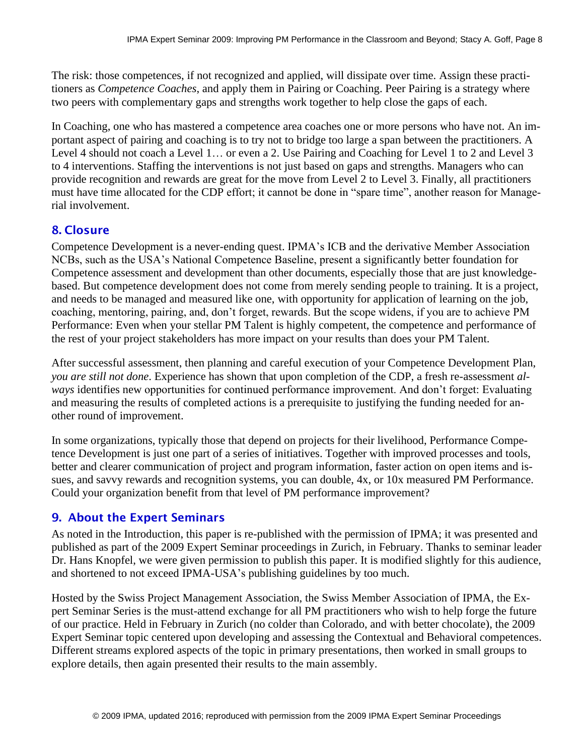The risk: those competences, if not recognized and applied, will dissipate over time. Assign these practitioners as *Competence Coaches*, and apply them in Pairing or Coaching. Peer Pairing is a strategy where two peers with complementary gaps and strengths work together to help close the gaps of each.

In Coaching, one who has mastered a competence area coaches one or more persons who have not. An important aspect of pairing and coaching is to try not to bridge too large a span between the practitioners. A Level 4 should not coach a Level 1… or even a 2. Use Pairing and Coaching for Level 1 to 2 and Level 3 to 4 interventions. Staffing the interventions is not just based on gaps and strengths. Managers who can provide recognition and rewards are great for the move from Level 2 to Level 3. Finally, all practitioners must have time allocated for the CDP effort; it cannot be done in "spare time", another reason for Managerial involvement.

## 8. Closure

Competence Development is a never-ending quest. IPMA's ICB and the derivative Member Association NCBs, such as the USA's National Competence Baseline, present a significantly better foundation for Competence assessment and development than other documents, especially those that are just knowledge-based. But competence development does not come from merely sending people to training. It is a project, and needs to be managed and measured like one, with opportunity for application of learning on the job, coaching, mentoring, pairing, and, don't forget, rewards. But the scope widens, if you are to achieve PM Performance: Even when your stellar PM Talent is highly competent, the competence and performance of the rest of your project stakeholders has more impact on your results than does your PM Talent.

After successful assessment, then planning and careful execution of your Competence Development Plan, *you are still not done*. Experience has shown that upon completion of the CDP, a fresh re-assessment *always* identifies new opportunities for continued performance improvement. And don't forget: Evaluating and measuring the results of completed actions is a prerequisite to justifying the funding needed for another round of improvement.

In some organizations, typically those that depend on projects for their livelihood, Performance Competence Development is just one part of a series of initiatives. Together with improved processes and tools, better and clearer communication of project and program information, faster action on open items and issues, and savvy rewards and recognition systems, you can double, 4x, or 10x measured PM Performance. Could your organization benefit from that level of PM performance improvement?

## 9. About the Expert Seminars

As noted in the Introduction, this paper is re-published with the permission of IPMA; it was presented and published as part of the 2009 Expert Seminar proceedings in Zurich, in February. Thanks to seminar leader Dr. Hans Knopfel, we were given permission to publish this paper. It is modified slightly for this audience, and shortened to not exceed IPMA-USA's publishing guidelines by too much.

Hosted by the Swiss Project Management Association, the Swiss Member Association of IPMA, the Expert Seminar Series is the must-attend exchange for all PM practitioners who wish to help forge the future of our practice. Held in February in Zurich (no colder than Colorado, and with better chocolate), the 2009 Expert Seminar topic centered upon developing and assessing the Contextual and Behavioral competences. Different streams explored aspects of the topic in primary presentations, then worked in small groups to explore details, then again presented their results to the main assembly.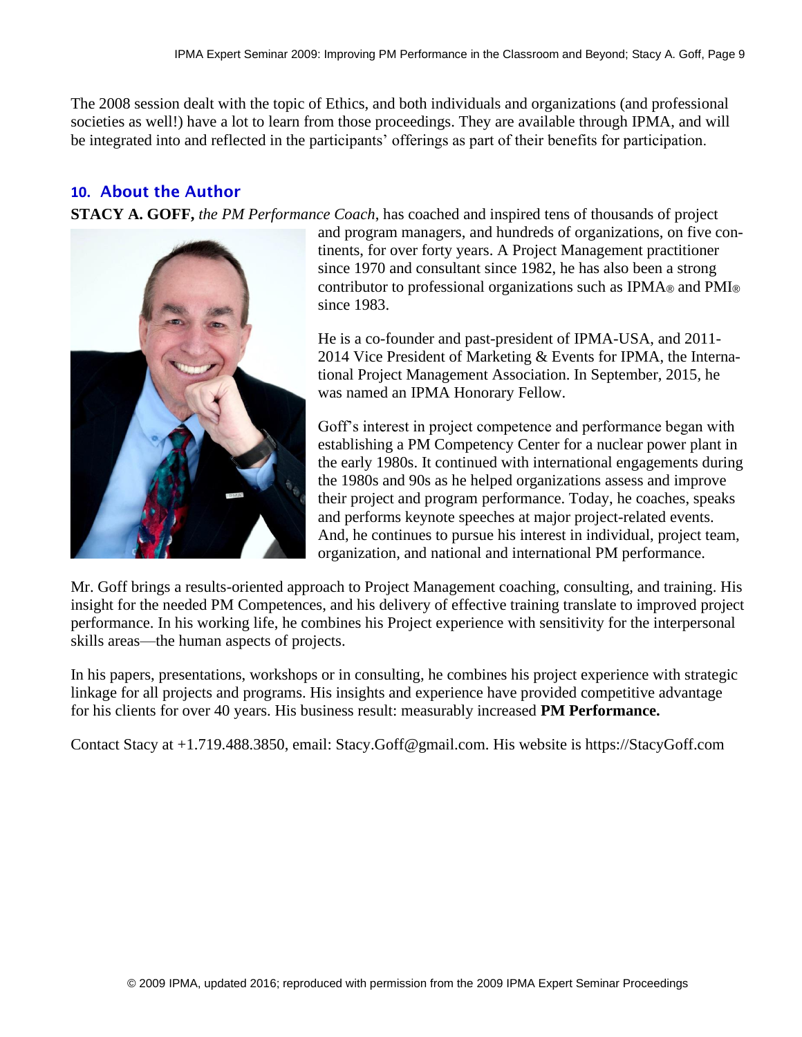The 2008 session dealt with the topic of Ethics, and both individuals and organizations (and professional societies as well!) have a lot to learn from those proceedings. They are available through IPMA, and will be integrated into and reflected in the participants' offerings as part of their benefits for participation.

## 10. About the Author

**STACY A. GOFF,** *the PM Performance Coach*, has coached and inspired tens of thousands of project and program managers, and hundreds of organizations, on five continents, for over forty years. A Project Management practitioner since 1970 and consultant since 1982, he has also been a strong contributor to professional organizations such as IPMA® and PMI® since 1983.

He is a co-founder and past-president of IPMA-USA, and 2011-2014 Vice President of Marketing & Events for IPMA, the International Project Management Association. In September, 2015, he was named an IPMA Honorary Fellow.

Goff's interest in project competence and performance began with establishing a PM Competency Center for a nuclear power plant in the early 1980s. It continued with international engagements during the 1980s and 90s as he helped organizations assess and improve their project and program performance. Today, he coaches, speaks and performs keynote speeches at major project-related events. And, he continues to pursue his interest in individual, project team, organization, and national and international PM performance.

Mr. Goff brings a results-oriented approach to Project Management coaching, consulting, and training. His insight for the needed PM Competences, and his delivery of effective training translate to improved project performance. In his working life, he combines his Project experience with sensitivity for the interpersonal skills areas—the human aspects of projects.

In his papers, presentations, workshops or in consulting, he combines his project experience with strategic linkage for all projects and programs. His insights and experience have provided competitive advantage for his clients for over 40 years. His business result: measurably increased **PM Performance.**

Contact Stacy at +1.719.488.3850, email: Stacy.Goff@gmail.com. His website is https://StacyGoff.com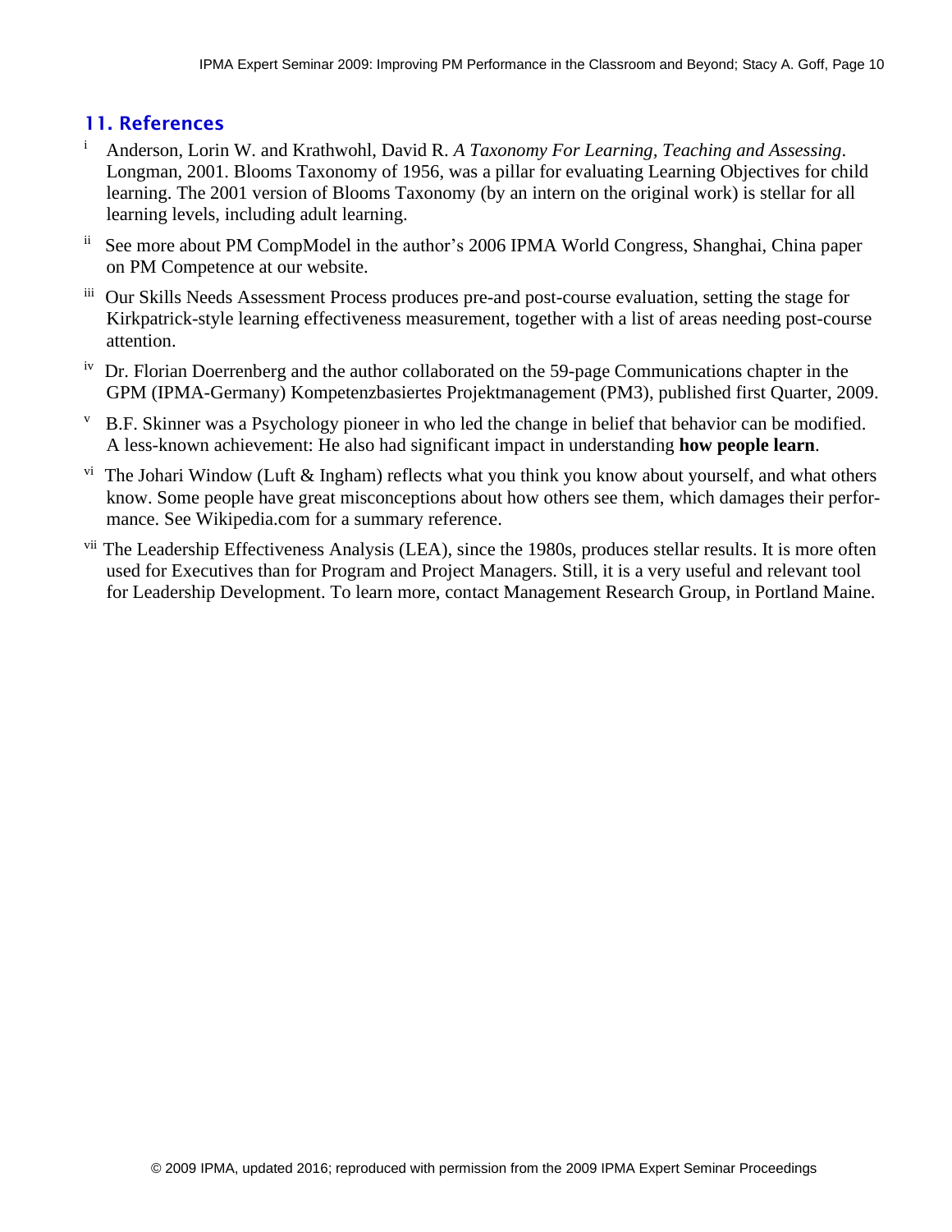## 11. References

[i] Anderson, Lorin W. and Krathwohl, David R. *A Taxonomy For Learning, Teaching and Assessing*. Longman, 2001. Blooms Taxonomy of 1956, was a pillar for evaluating Learning Objectives for child learning. The 2001 version of Blooms Taxonomy (by an intern on the original work) is stellar for all learning levels, including adult learning.

[ii] See more about PM CompModel in the author's 2006 IPMA World Congress, Shanghai, China paper on PM Competence at our website.

[iii] Our Skills Needs Assessment Process produces pre-and post-course evaluation, setting the stage for Kirkpatrick-style learning effectiveness measurement, together with a list of areas needing post-course attention.

[iv] Dr. Florian Doerrenberg and the author collaborated on the 59-page Communications chapter in the GPM (IPMA-Germany) Kompetenzbasiertes Projektmanagement (PM3), published first Quarter, 2009.

[v] B.F. Skinner was a Psychology pioneer in who led the change in belief that behavior can be modified. A less-known achievement: He also had significant impact in understanding **how people learn**.

[vi] The Johari Window (Luft & Ingham) reflects what you think you know about yourself, and what others know. Some people have great misconceptions about how others see them, which damages their performance. See Wikipedia.com for a summary reference.

[vii] The Leadership Effectiveness Analysis (LEA), since the 1980s, produces stellar results. It is more often used for Executives than for Program and Project Managers. Still, it is a very useful and relevant tool for Leadership Development. To learn more, contact Management Research Group, in Portland Maine.

© 2009 IPMA, updated 2016; reproduced with permission from the 2009 IPMA Expert Seminar Proceedings